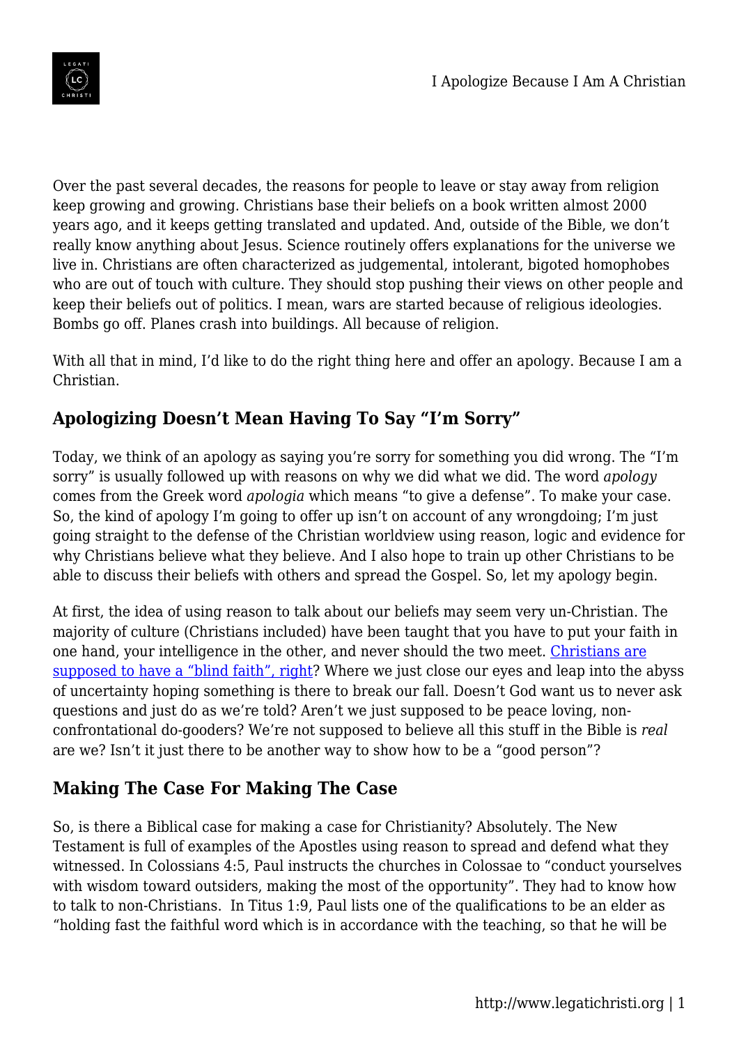Over the past several decades, the reasons for people to leave or stay away from religion keep growing and growing. Christians base their beliefs on a book written almost 2000 years ago, and it keeps getting translated and updated. And, outside of the Bible, we don't really know anything about Jesus. Science routinely offers explanations for the universe we live in. Christians are often characterized as judgemental, intolerant, bigoted homophobes who are out of touch with culture. They should stop pushing their views on other people and keep their beliefs out of politics. I mean, wars are started because of religious ideologies. Bombs go off. Planes crash into buildings. All because of religion.

With all that in mind, I'd like to do the right thing here and offer an apology. Because I am a Christian.

## Apologizing Doesn't Mean Having To Say "I'm Sorry"

Today, we think of an apology as saying you're sorry for something you did wrong. The "I'm sorry" is usually followed up with reasons on why we did what we did. The word *apology* comes from the Greek word *apologia* which means "to give a defense". To make your case. So, the kind of apology I'm going to offer up isn't on account of any wrongdoing; I'm just going straight to the defense of the Christian worldview using reason, logic and evidence for why Christians believe what they believe. And I also hope to train up other Christians to be able to discuss their beliefs with others and spread the Gospel. So, let my apology begin.

At first, the idea of using reason to talk about our beliefs may seem very un-Christian. The majority of culture (Christians included) have been taught that you have to put your faith in one hand, your intelligence in the other, and never should the two meet. Christians are supposed to have a "blind faith", right? Where we just close our eyes and leap into the abyss of uncertainty hoping something is there to break our fall. Doesn't God want us to never ask questions and just do as we're told? Aren't we just supposed to be peace loving, non-confrontational do-gooders? We're not supposed to believe all this stuff in the Bible is *real* are we? Isn't it just there to be another way to show how to be a "good person"?

## Making The Case For Making The Case

So, is there a Biblical case for making a case for Christianity? Absolutely. The New Testament is full of examples of the Apostles using reason to spread and defend what they witnessed. In Colossians 4:5, Paul instructs the churches in Colossae to "conduct yourselves with wisdom toward outsiders, making the most of the opportunity". They had to know how to talk to non-Christians. In Titus 1:9, Paul lists one of the qualifications to be an elder as "holding fast the faithful word which is in accordance with the teaching, so that he will be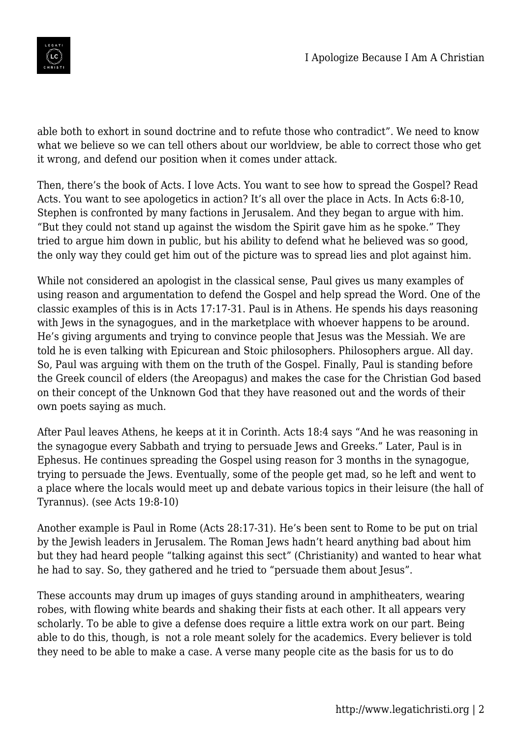able both to exhort in sound doctrine and to refute those who contradict". We need to know what we believe so we can tell others about our worldview, be able to correct those who get it wrong, and defend our position when it comes under attack.

Then, there's the book of Acts. I love Acts. You want to see how to spread the Gospel? Read Acts. You want to see apologetics in action? It's all over the place in Acts. In Acts 6:8-10, Stephen is confronted by many factions in Jerusalem. And they began to argue with him. "But they could not stand up against the wisdom the Spirit gave him as he spoke." They tried to argue him down in public, but his ability to defend what he believed was so good, the only way they could get him out of the picture was to spread lies and plot against him.

While not considered an apologist in the classical sense, Paul gives us many examples of using reason and argumentation to defend the Gospel and help spread the Word. One of the classic examples of this is in Acts 17:17-31. Paul is in Athens. He spends his days reasoning with Jews in the synagogues, and in the marketplace with whoever happens to be around. He's giving arguments and trying to convince people that Jesus was the Messiah. We are told he is even talking with Epicurean and Stoic philosophers. Philosophers argue. All day. So, Paul was arguing with them on the truth of the Gospel. Finally, Paul is standing before the Greek council of elders (the Areopagus) and makes the case for the Christian God based on their concept of the Unknown God that they have reasoned out and the words of their own poets saying as much.

After Paul leaves Athens, he keeps at it in Corinth. Acts 18:4 says "And he was reasoning in the synagogue every Sabbath and trying to persuade Jews and Greeks." Later, Paul is in Ephesus. He continues spreading the Gospel using reason for 3 months in the synagogue, trying to persuade the Jews. Eventually, some of the people get mad, so he left and went to a place where the locals would meet up and debate various topics in their leisure (the hall of Tyrannus). (see Acts 19:8-10)

Another example is Paul in Rome (Acts 28:17-31). He's been sent to Rome to be put on trial by the Jewish leaders in Jerusalem. The Roman Jews hadn't heard anything bad about him but they had heard people "talking against this sect" (Christianity) and wanted to hear what he had to say. So, they gathered and he tried to "persuade them about Jesus".

These accounts may drum up images of guys standing around in amphitheaters, wearing robes, with flowing white beards and shaking their fists at each other. It all appears very scholarly. To be able to give a defense does require a little extra work on our part. Being able to do this, though, is not a role meant solely for the academics. Every believer is told they need to be able to make a case. A verse many people cite as the basis for us to do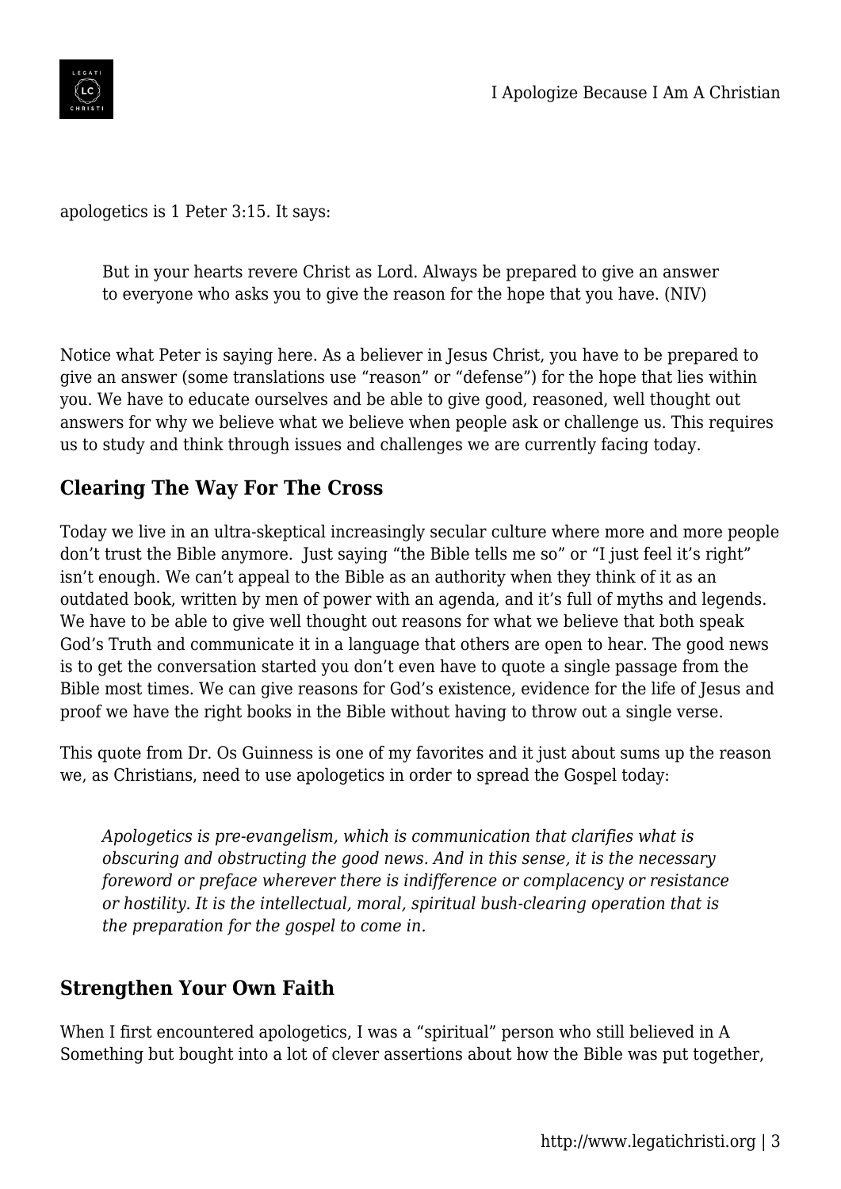apologetics is 1 Peter 3:15. It says:

> But in your hearts revere Christ as Lord. Always be prepared to give an answer to everyone who asks you to give the reason for the hope that you have. (NIV)

Notice what Peter is saying here. As a believer in Jesus Christ, you have to be prepared to give an answer (some translations use "reason" or "defense") for the hope that lies within you. We have to educate ourselves and be able to give good, reasoned, well thought out answers for why we believe what we believe when people ask or challenge us. This requires us to study and think through issues and challenges we are currently facing today.

## Clearing The Way For The Cross

Today we live in an ultra-skeptical increasingly secular culture where more and more people don't trust the Bible anymore. Just saying "the Bible tells me so" or "I just feel it's right" isn't enough. We can't appeal to the Bible as an authority when they think of it as an outdated book, written by men of power with an agenda, and it's full of myths and legends. We have to be able to give well thought out reasons for what we believe that both speak God's Truth and communicate it in a language that others are open to hear. The good news is to get the conversation started you don't even have to quote a single passage from the Bible most times. We can give reasons for God's existence, evidence for the life of Jesus and proof we have the right books in the Bible without having to throw out a single verse.

This quote from Dr. Os Guinness is one of my favorites and it just about sums up the reason we, as Christians, need to use apologetics in order to spread the Gospel today:

> *Apologetics is pre-evangelism, which is communication that clarifies what is obscuring and obstructing the good news. And in this sense, it is the necessary foreword or preface wherever there is indifference or complacency or resistance or hostility. It is the intellectual, moral, spiritual bush-clearing operation that is the preparation for the gospel to come in.*

## Strengthen Your Own Faith

When I first encountered apologetics, I was a "spiritual" person who still believed in A Something but bought into a lot of clever assertions about how the Bible was put together,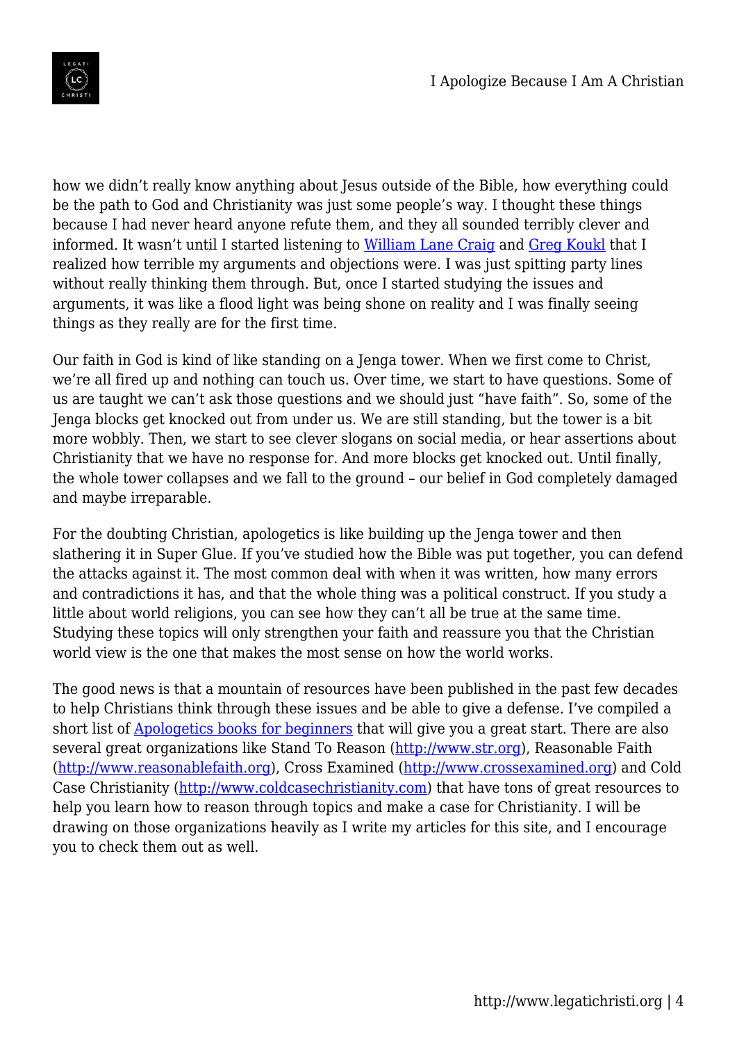how we didn't really know anything about Jesus outside of the Bible, how everything could be the path to God and Christianity was just some people's way. I thought these things because I had never heard anyone refute them, and they all sounded terribly clever and informed. It wasn't until I started listening to [William Lane Craig] and [Greg Koukl] that I realized how terrible my arguments and objections were. I was just spitting party lines without really thinking them through. But, once I started studying the issues and arguments, it was like a flood light was being shone on reality and I was finally seeing things as they really are for the first time.

Our faith in God is kind of like standing on a Jenga tower. When we first come to Christ, we're all fired up and nothing can touch us. Over time, we start to have questions. Some of us are taught we can't ask those questions and we should just "have faith". So, some of the Jenga blocks get knocked out from under us. We are still standing, but the tower is a bit more wobbly. Then, we start to see clever slogans on social media, or hear assertions about Christianity that we have no response for. And more blocks get knocked out. Until finally, the whole tower collapses and we fall to the ground – our belief in God completely damaged and maybe irreparable.

For the doubting Christian, apologetics is like building up the Jenga tower and then slathering it in Super Glue. If you've studied how the Bible was put together, you can defend the attacks against it. The most common deal with when it was written, how many errors and contradictions it has, and that the whole thing was a political construct. If you study a little about world religions, you can see how they can't all be true at the same time. Studying these topics will only strengthen your faith and reassure you that the Christian world view is the one that makes the most sense on how the world works.

The good news is that a mountain of resources have been published in the past few decades to help Christians think through these issues and be able to give a defense. I've compiled a short list of [Apologetics books for beginners] that will give you a great start. There are also several great organizations like Stand To Reason (http://www.str.org), Reasonable Faith (http://www.reasonablefaith.org), Cross Examined (http://www.crossexamined.org) and Cold Case Christianity (http://www.coldcasechristianity.com) that have tons of great resources to help you learn how to reason through topics and make a case for Christianity. I will be drawing on those organizations heavily as I write my articles for this site, and I encourage you to check them out as well.